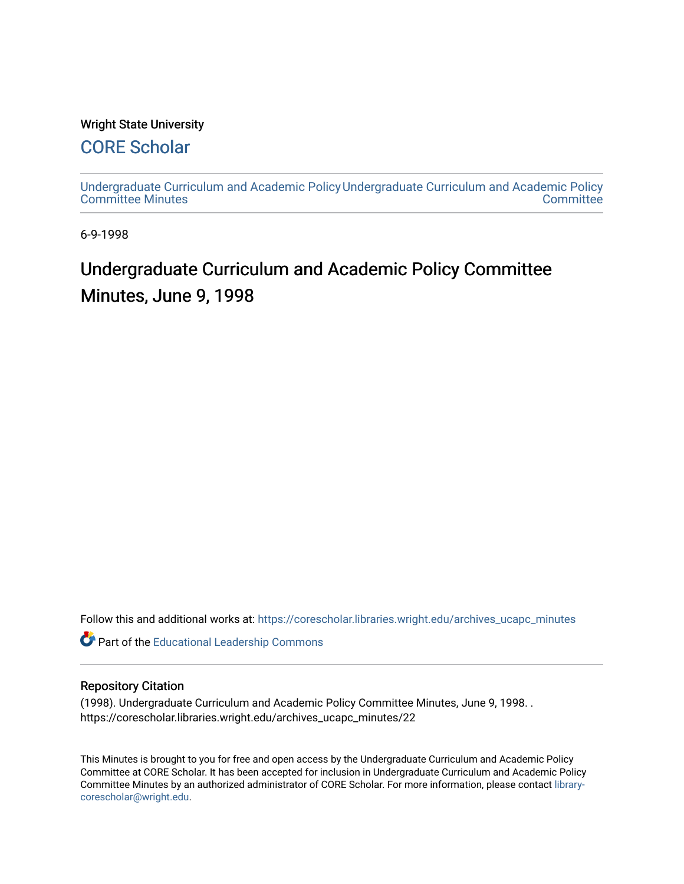Wright State University

# CORE Scholar

Undergraduate Curriculum and Academic Policy Committee Minutes

Undergraduate Curriculum and Academic Policy Committee

6-9-1998

# Undergraduate Curriculum and Academic Policy Committee Minutes, June 9, 1998

Follow this and additional works at: https://corescholar.libraries.wright.edu/archives_ucapc_minutes

Part of the Educational Leadership Commons

## Repository Citation

(1998). Undergraduate Curriculum and Academic Policy Committee Minutes, June 9, 1998. . https://corescholar.libraries.wright.edu/archives_ucapc_minutes/22

This Minutes is brought to you for free and open access by the Undergraduate Curriculum and Academic Policy Committee at CORE Scholar. It has been accepted for inclusion in Undergraduate Curriculum and Academic Policy Committee Minutes by an authorized administrator of CORE Scholar. For more information, please contact library-corescholar@wright.edu.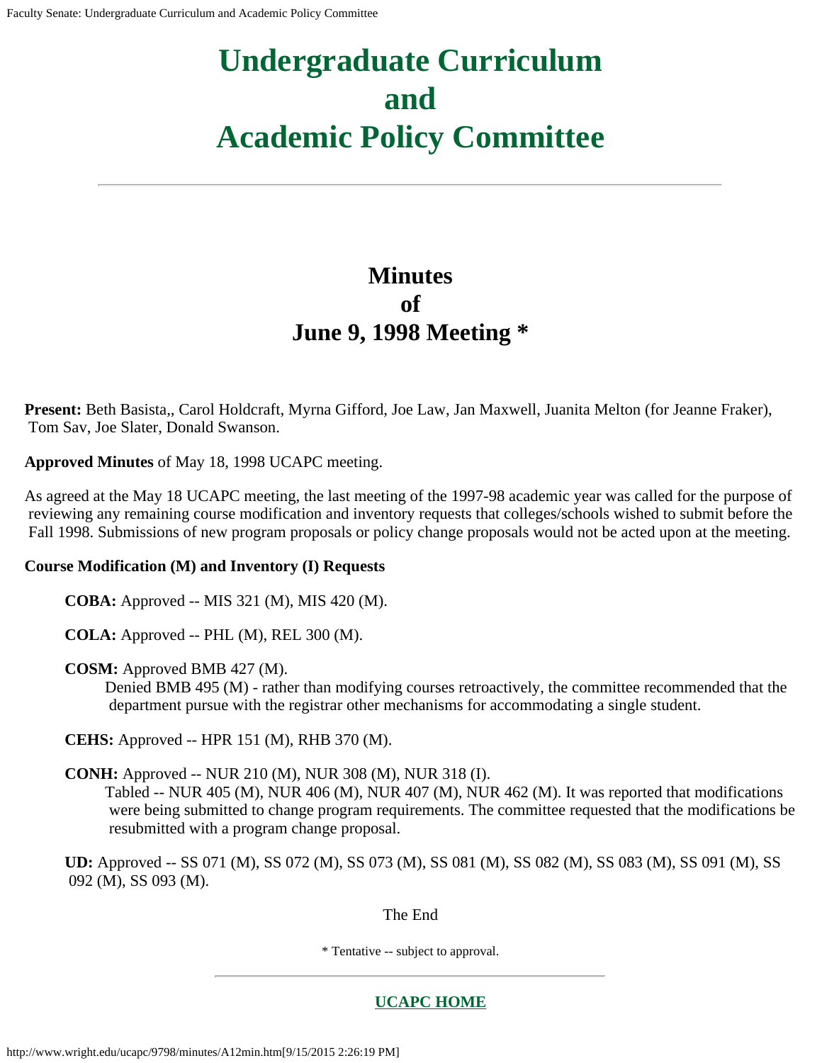# Undergraduate Curriculum and Academic Policy Committee

## Minutes of June 9, 1998 Meeting *

**Present:** Beth Basista,, Carol Holdcraft, Myrna Gifford, Joe Law, Jan Maxwell, Juanita Melton (for Jeanne Fraker), Tom Sav, Joe Slater, Donald Swanson.

**Approved Minutes** of May 18, 1998 UCAPC meeting.

As agreed at the May 18 UCAPC meeting, the last meeting of the 1997-98 academic year was called for the purpose of reviewing any remaining course modification and inventory requests that colleges/schools wished to submit before the Fall 1998. Submissions of new program proposals or policy change proposals would not be acted upon at the meeting.

**Course Modification (M) and Inventory (I) Requests**

**COBA:** Approved -- MIS 321 (M), MIS 420 (M).

**COLA:** Approved -- PHL (M), REL 300 (M).

**COSM:** Approved BMB 427 (M).
Denied BMB 495 (M) - rather than modifying courses retroactively, the committee recommended that the department pursue with the registrar other mechanisms for accommodating a single student.

**CEHS:** Approved -- HPR 151 (M), RHB 370 (M).

**CONH:** Approved -- NUR 210 (M), NUR 308 (M), NUR 318 (I).
Tabled -- NUR 405 (M), NUR 406 (M), NUR 407 (M), NUR 462 (M). It was reported that modifications were being submitted to change program requirements. The committee requested that the modifications be resubmitted with a program change proposal.

**UD:** Approved -- SS 071 (M), SS 072 (M), SS 073 (M), SS 081 (M), SS 082 (M), SS 083 (M), SS 091 (M), SS 092 (M), SS 093 (M).

The End

* Tentative -- subject to approval.

**UCAPC HOME**